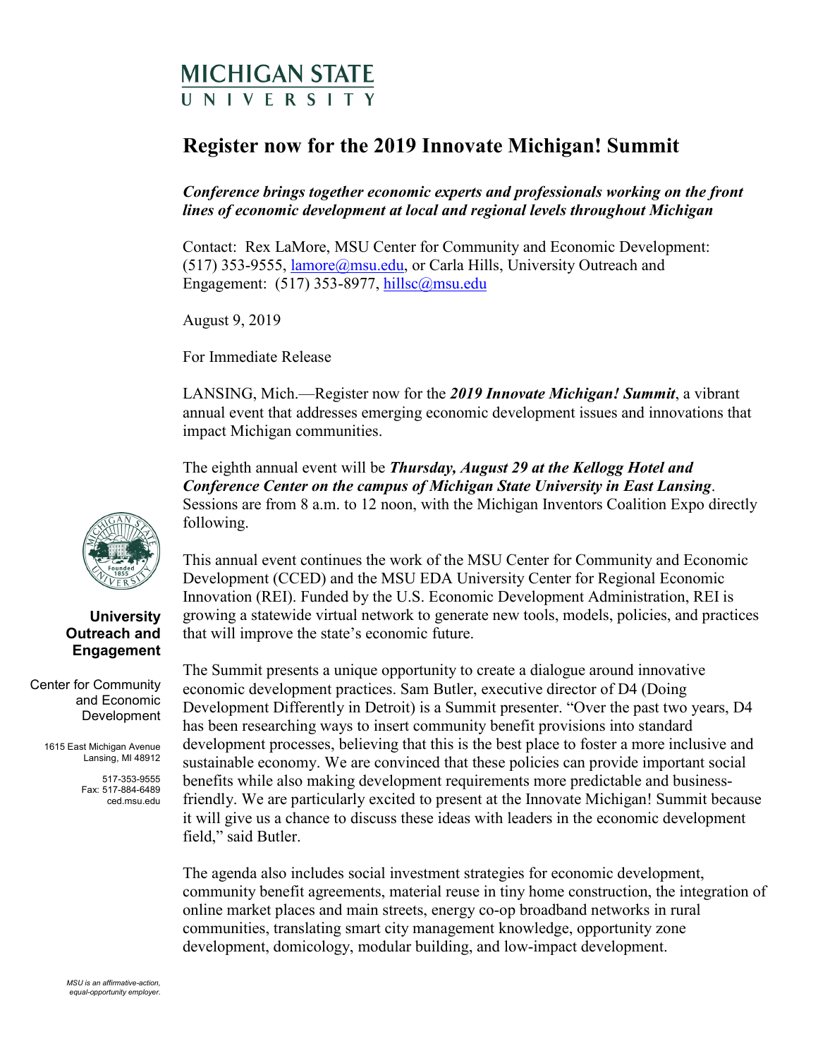MICHIGAN STATE UNIVERSITY

# Register now for the 2019 Innovate Michigan! Summit

***Conference brings together economic experts and professionals working on the front lines of economic development at local and regional levels throughout Michigan***

Contact: Rex LaMore, MSU Center for Community and Economic Development: (517) 353-9555, lamore@msu.edu, or Carla Hills, University Outreach and Engagement: (517) 353-8977, hillsc@msu.edu

August 9, 2019

For Immediate Release

LANSING, Mich.—Register now for the ***2019 Innovate Michigan! Summit***, a vibrant annual event that addresses emerging economic development issues and innovations that impact Michigan communities.

The eighth annual event will be ***Thursday, August 29 at the Kellogg Hotel and Conference Center on the campus of Michigan State University in East Lansing***. Sessions are from 8 a.m. to 12 noon, with the Michigan Inventors Coalition Expo directly following.

This annual event continues the work of the MSU Center for Community and Economic Development (CCED) and the MSU EDA University Center for Regional Economic Innovation (REI). Funded by the U.S. Economic Development Administration, REI is growing a statewide virtual network to generate new tools, models, policies, and practices that will improve the state's economic future.

The Summit presents a unique opportunity to create a dialogue around innovative economic development practices. Sam Butler, executive director of D4 (Doing Development Differently in Detroit) is a Summit presenter. "Over the past two years, D4 has been researching ways to insert community benefit provisions into standard development processes, believing that this is the best place to foster a more inclusive and sustainable economy. We are convinced that these policies can provide important social benefits while also making development requirements more predictable and business-friendly. We are particularly excited to present at the Innovate Michigan! Summit because it will give us a chance to discuss these ideas with leaders in the economic development field," said Butler.

The agenda also includes social investment strategies for economic development, community benefit agreements, material reuse in tiny home construction, the integration of online market places and main streets, energy co-op broadband networks in rural communities, translating smart city management knowledge, opportunity zone development, domicology, modular building, and low-impact development.

**University Outreach and Engagement**

Center for Community and Economic Development

1615 East Michigan Avenue
Lansing, MI 48912

517-353-9555
Fax: 517-884-6489
ced.msu.edu

*MSU is an affirmative-action, equal-opportunity employer.*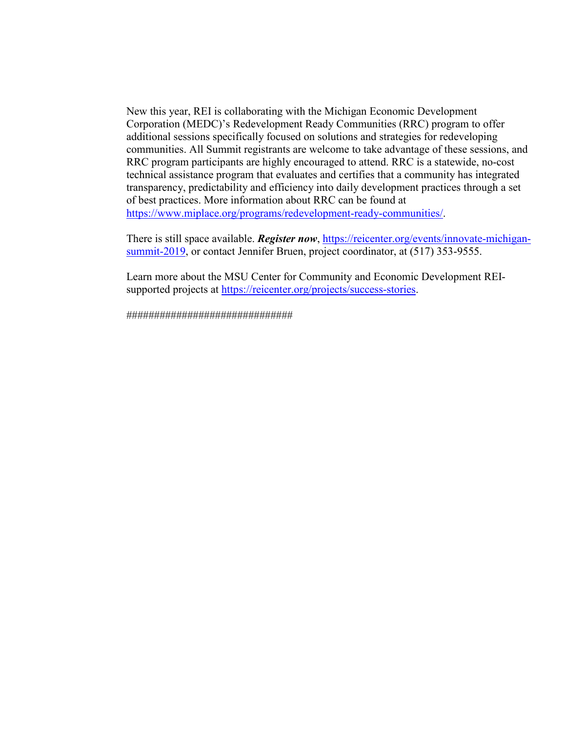New this year, REI is collaborating with the Michigan Economic Development Corporation (MEDC)'s Redevelopment Ready Communities (RRC) program to offer additional sessions specifically focused on solutions and strategies for redeveloping communities. All Summit registrants are welcome to take advantage of these sessions, and RRC program participants are highly encouraged to attend. RRC is a statewide, no-cost technical assistance program that evaluates and certifies that a community has integrated transparency, predictability and efficiency into daily development practices through a set of best practices. More information about RRC can be found at https://www.miplace.org/programs/redevelopment-ready-communities/.

There is still space available. ***Register now***, https://reicenter.org/events/innovate-michigan-summit-2019, or contact Jennifer Bruen, project coordinator, at (517) 353-9555.

Learn more about the MSU Center for Community and Economic Development REI-supported projects at https://reicenter.org/projects/success-stories.

##############################